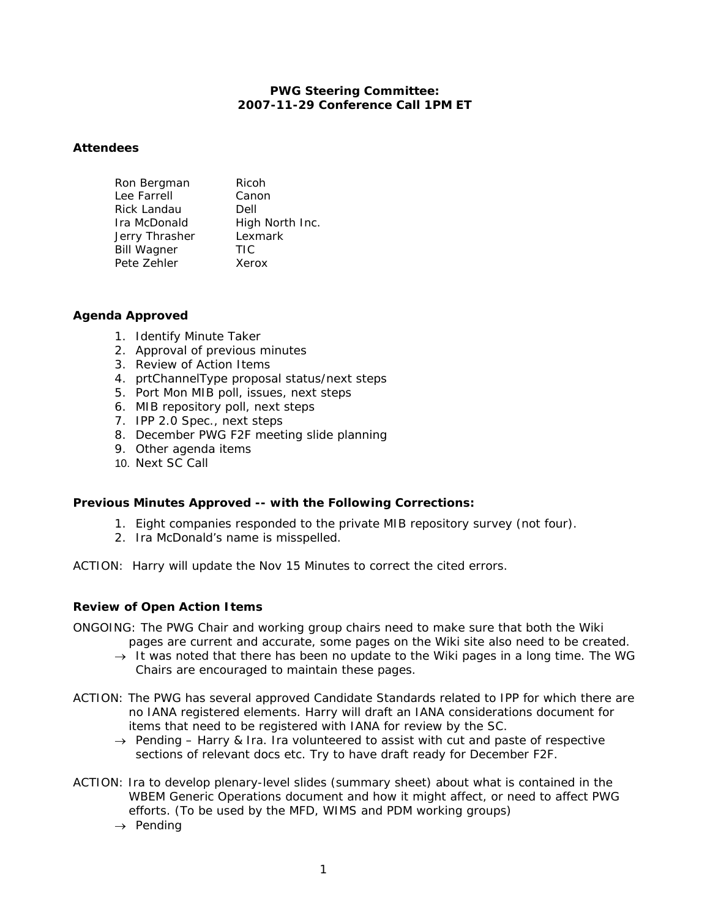**PWG Steering Committee:**
**2007-11-29 Conference Call 1PM ET**

## Attendees

| | |
|---|---|
| Ron Bergman | Ricoh |
| Lee Farrell | Canon |
| Rick Landau | Dell |
| Ira McDonald | High North Inc. |
| Jerry Thrasher | Lexmark |
| Bill Wagner | TIC |
| Pete Zehler | Xerox |

## Agenda Approved

1. Identify Minute Taker
2. Approval of previous minutes
3. Review of Action Items
4. prtChannelType proposal status/next steps
5. Port Mon MIB poll, issues, next steps
6. MIB repository poll, next steps
7. IPP 2.0 Spec., next steps
8. December PWG F2F meeting slide planning
9. Other agenda items
10. Next SC Call

## Previous Minutes Approved -- with the Following Corrections:

1. Eight companies responded to the private MIB repository survey (not four).
2. Ira McDonald's name is misspelled.

ACTION: Harry will update the Nov 15 Minutes to correct the cited errors.

## Review of Open Action Items

ONGOING: The PWG Chair and working group chairs need to make sure that both the Wiki pages are current and accurate, some pages on the Wiki site also need to be created.

- → It was noted that there has been no update to the Wiki pages in a long time. The WG Chairs are encouraged to maintain these pages.

ACTION: The PWG has several approved Candidate Standards related to IPP for which there are no IANA registered elements. Harry will draft an IANA considerations document for items that need to be registered with IANA for review by the SC.

- → Pending – Harry & Ira. Ira volunteered to assist with cut and paste of respective sections of relevant docs etc. Try to have draft ready for December F2F.

ACTION: Ira to develop plenary-level slides (summary sheet) about what is contained in the WBEM Generic Operations document and how it might affect, or need to affect PWG efforts. (To be used by the MFD, WIMS and PDM working groups)

- → Pending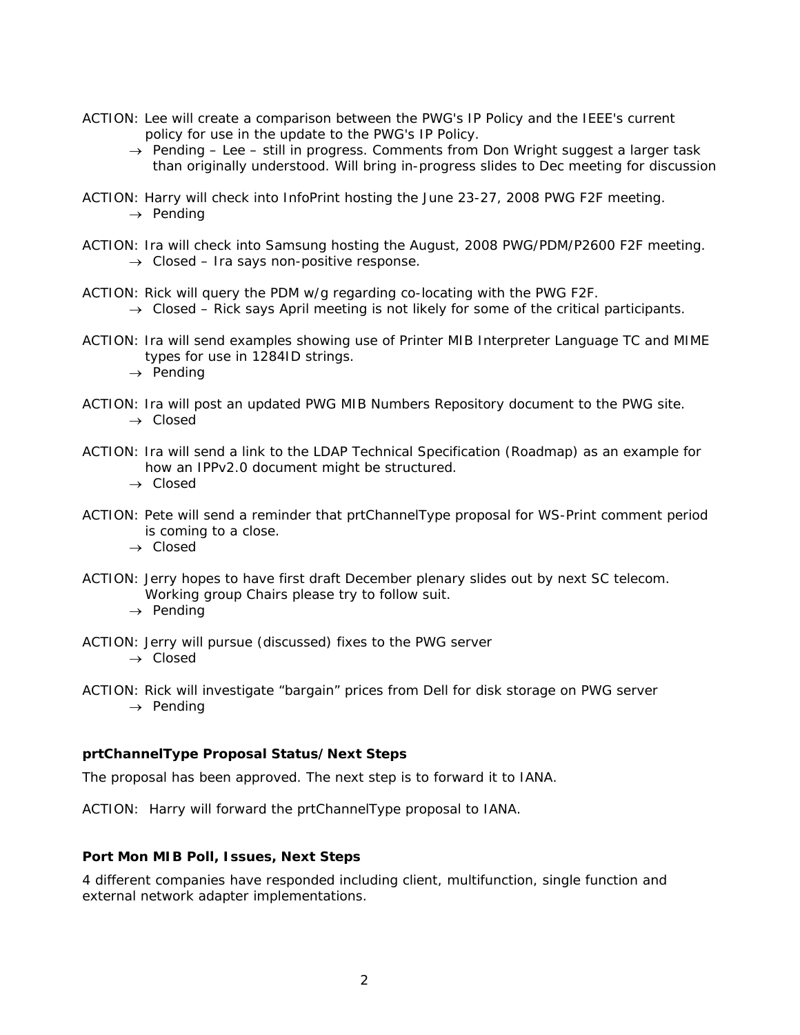ACTION: Lee will create a comparison between the PWG's IP Policy and the IEEE's current policy for use in the update to the PWG's IP Policy.

- → Pending – Lee – still in progress. Comments from Don Wright suggest a larger task than originally understood. Will bring in-progress slides to Dec meeting for discussion

ACTION: Harry will check into InfoPrint hosting the June 23-27, 2008 PWG F2F meeting.

- → Pending

ACTION: Ira will check into Samsung hosting the August, 2008 PWG/PDM/P2600 F2F meeting.

- → Closed – Ira says non-positive response.

ACTION: Rick will query the PDM w/g regarding co-locating with the PWG F2F.

- → Closed – Rick says April meeting is not likely for some of the critical participants.

ACTION: Ira will send examples showing use of Printer MIB Interpreter Language TC and MIME types for use in 1284ID strings.

- → Pending

ACTION: Ira will post an updated PWG MIB Numbers Repository document to the PWG site.

- → Closed

ACTION: Ira will send a link to the LDAP Technical Specification (Roadmap) as an example for how an IPPv2.0 document might be structured.

- → Closed

ACTION: Pete will send a reminder that prtChannelType proposal for WS-Print comment period is coming to a close.

- → Closed

ACTION: Jerry hopes to have first draft December plenary slides out by next SC telecom. Working group Chairs please try to follow suit.

- → Pending

ACTION: Jerry will pursue (discussed) fixes to the PWG server

- → Closed

ACTION: Rick will investigate “bargain” prices from Dell for disk storage on PWG server

- → Pending

### prtChannelType Proposal Status/Next Steps

The proposal has been approved. The next step is to forward it to IANA.

ACTION: Harry will forward the prtChannelType proposal to IANA.

### Port Mon MIB Poll, Issues, Next Steps

4 different companies have responded including client, multifunction, single function and external network adapter implementations.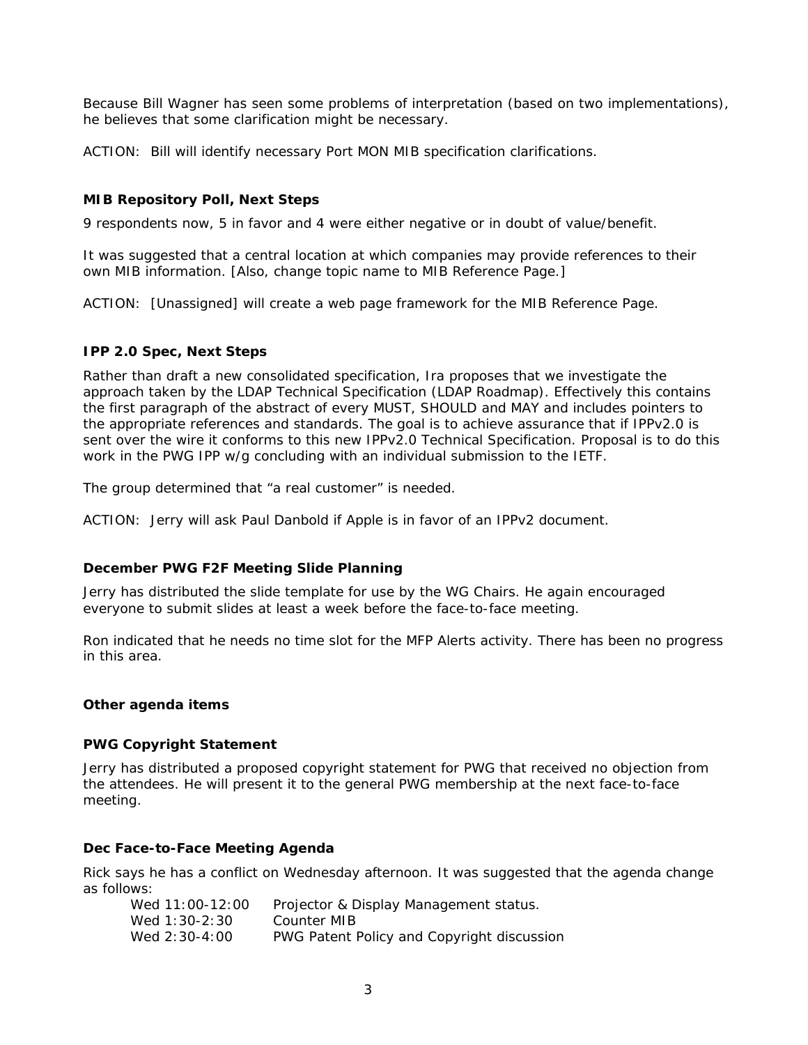Because Bill Wagner has seen some problems of interpretation (based on two implementations), he believes that some clarification might be necessary.

ACTION: Bill will identify necessary Port MON MIB specification clarifications.

### MIB Repository Poll, Next Steps

9 respondents now, 5 in favor and 4 were either negative or in doubt of value/benefit.

It was suggested that a central location at which companies may provide references to their own MIB information. [Also, change topic name to MIB Reference Page.]

ACTION: [Unassigned] will create a web page framework for the MIB Reference Page.

### IPP 2.0 Spec, Next Steps

Rather than draft a new consolidated specification, Ira proposes that we investigate the approach taken by the LDAP Technical Specification (LDAP Roadmap). Effectively this contains the first paragraph of the abstract of every MUST, SHOULD and MAY and includes pointers to the appropriate references and standards. The goal is to achieve assurance that if IPPv2.0 is sent over the wire it conforms to this new IPPv2.0 Technical Specification. Proposal is to do this work in the PWG IPP w/g concluding with an individual submission to the IETF.

The group determined that "a real customer" is needed.

ACTION: Jerry will ask Paul Danbold if Apple is in favor of an IPPv2 document.

### December PWG F2F Meeting Slide Planning

Jerry has distributed the slide template for use by the WG Chairs. He again encouraged everyone to submit slides at least a week before the face-to-face meeting.

Ron indicated that he needs no time slot for the MFP Alerts activity. There has been no progress in this area.

### Other agenda items

### PWG Copyright Statement

Jerry has distributed a proposed copyright statement for PWG that received no objection from the attendees. He will present it to the general PWG membership at the next face-to-face meeting.

### Dec Face-to-Face Meeting Agenda

Rick says he has a conflict on Wednesday afternoon. It was suggested that the agenda change as follows:

| | |
|---|---|
| Wed 11:00-12:00 | Projector & Display Management status. |
| Wed 1:30-2:30 | Counter MIB |
| Wed 2:30-4:00 | PWG Patent Policy and Copyright discussion |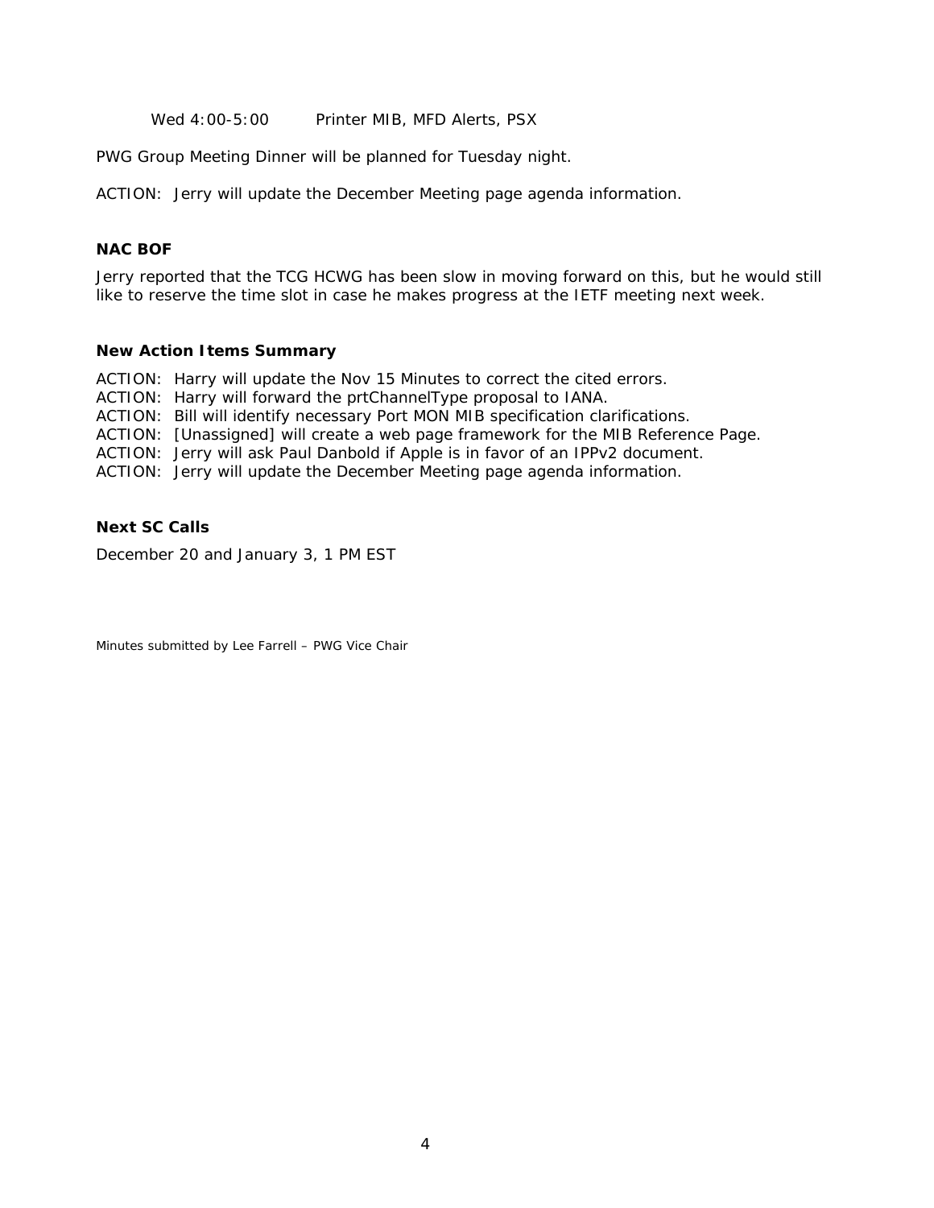Wed 4:00-5:00 Printer MIB, MFD Alerts, PSX

PWG Group Meeting Dinner will be planned for Tuesday night.

ACTION: Jerry will update the December Meeting page agenda information.

### NAC BOF

Jerry reported that the TCG HCWG has been slow in moving forward on this, but he would still like to reserve the time slot in case he makes progress at the IETF meeting next week.

### New Action Items Summary

ACTION: Harry will update the Nov 15 Minutes to correct the cited errors.
ACTION: Harry will forward the prtChannelType proposal to IANA.
ACTION: Bill will identify necessary Port MON MIB specification clarifications.
ACTION: [Unassigned] will create a web page framework for the MIB Reference Page.
ACTION: Jerry will ask Paul Danbold if Apple is in favor of an IPPv2 document.
ACTION: Jerry will update the December Meeting page agenda information.

### Next SC Calls

December 20 and January 3, 1 PM EST

Minutes submitted by Lee Farrell – PWG Vice Chair